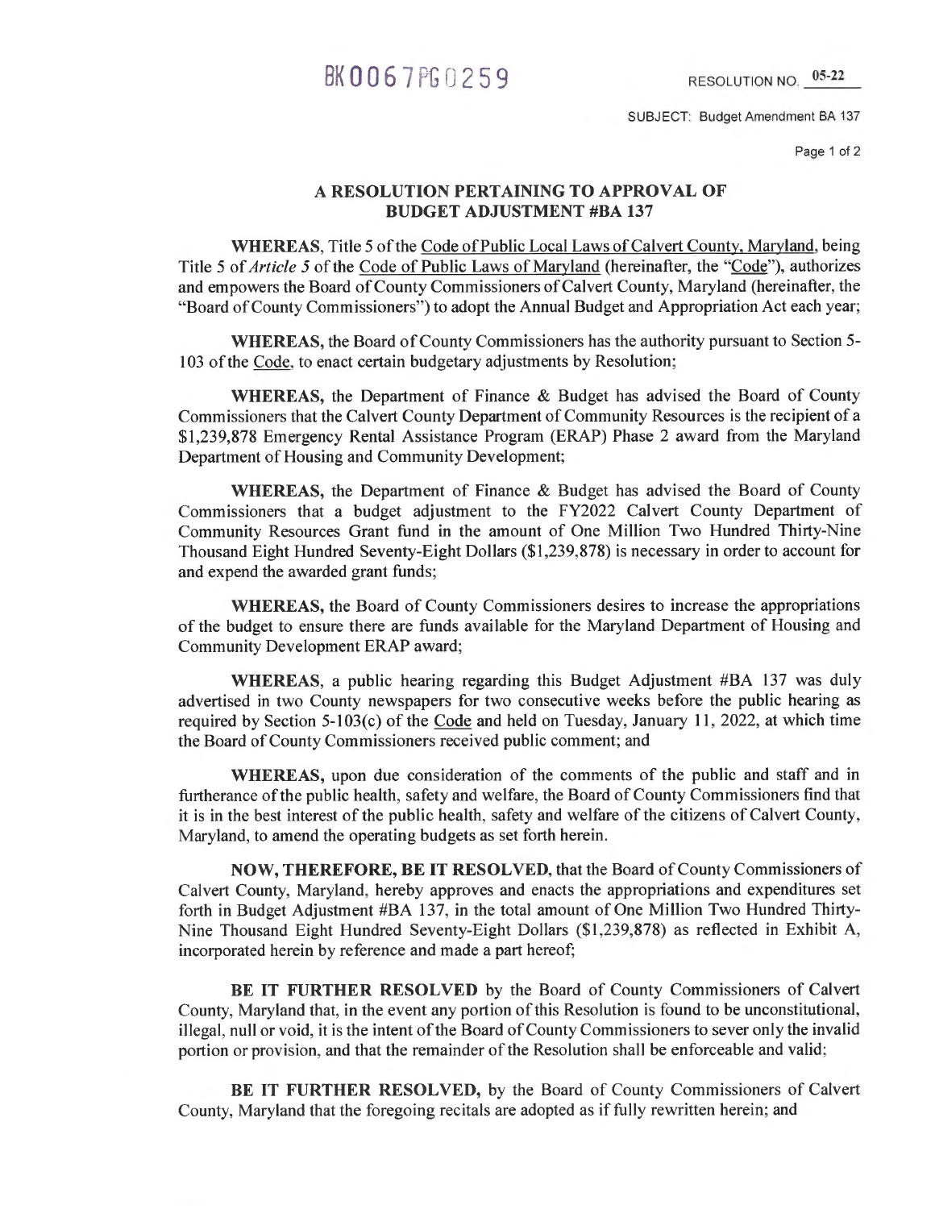BK0067PG0259

RESOLUTION NO. 05-22

SUBJECT: Budget Amendment BA 137

## A RESOLUTION PERTAINING TO APPROVAL OF BUDGET ADJUSTMENT #BA 137

**WHEREAS**, Title 5 of the Code of Public Local Laws of Calvert County, Maryland, being Title 5 of *Article 5* of the Code of Public Laws of Maryland (hereinafter, the "Code"), authorizes and empowers the Board of County Commissioners of Calvert County, Maryland (hereinafter, the "Board of County Commissioners") to adopt the Annual Budget and Appropriation Act each year;

**WHEREAS,** the Board of County Commissioners has the authority pursuant to Section 5-103 of the Code, to enact certain budgetary adjustments by Resolution;

**WHEREAS,** the Department of Finance & Budget has advised the Board of County Commissioners that the Calvert County Department of Community Resources is the recipient of a $1,239,878 Emergency Rental Assistance Program (ERAP) Phase 2 award from the Maryland Department of Housing and Community Development;

**WHEREAS,** the Department of Finance & Budget has advised the Board of County Commissioners that a budget adjustment to the FY2022 Calvert County Department of Community Resources Grant fund in the amount of One Million Two Hundred Thirty-Nine Thousand Eight Hundred Seventy-Eight Dollars ($1,239,878) is necessary in order to account for and expend the awarded grant funds;

**WHEREAS,** the Board of County Commissioners desires to increase the appropriations of the budget to ensure there are funds available for the Maryland Department of Housing and Community Development ERAP award;

**WHEREAS**, a public hearing regarding this Budget Adjustment #BA 137 was duly advertised in two County newspapers for two consecutive weeks before the public hearing as required by Section 5-103(c) of the Code and held on Tuesday, January 11, 2022, at which time the Board of County Commissioners received public comment; and

**WHEREAS,** upon due consideration of the comments of the public and staff and in furtherance of the public health, safety and welfare, the Board of County Commissioners find that it is in the best interest of the public health, safety and welfare of the citizens of Calvert County, Maryland, to amend the operating budgets as set forth herein.

**NOW, THEREFORE, BE IT RESOLVED,** that the Board of County Commissioners of Calvert County, Maryland, hereby approves and enacts the appropriations and expenditures set forth in Budget Adjustment #BA 137, in the total amount of One Million Two Hundred Thirty-Nine Thousand Eight Hundred Seventy-Eight Dollars ($1,239,878) as reflected in Exhibit A, incorporated herein by reference and made a part hereof;

**BE IT FURTHER RESOLVED** by the Board of County Commissioners of Calvert County, Maryland that, in the event any portion of this Resolution is found to be unconstitutional, illegal, null or void, it is the intent of the Board of County Commissioners to sever only the invalid portion or provision, and that the remainder of the Resolution shall be enforceable and valid;

**BE IT FURTHER RESOLVED,** by the Board of County Commissioners of Calvert County, Maryland that the foregoing recitals are adopted as if fully rewritten herein; and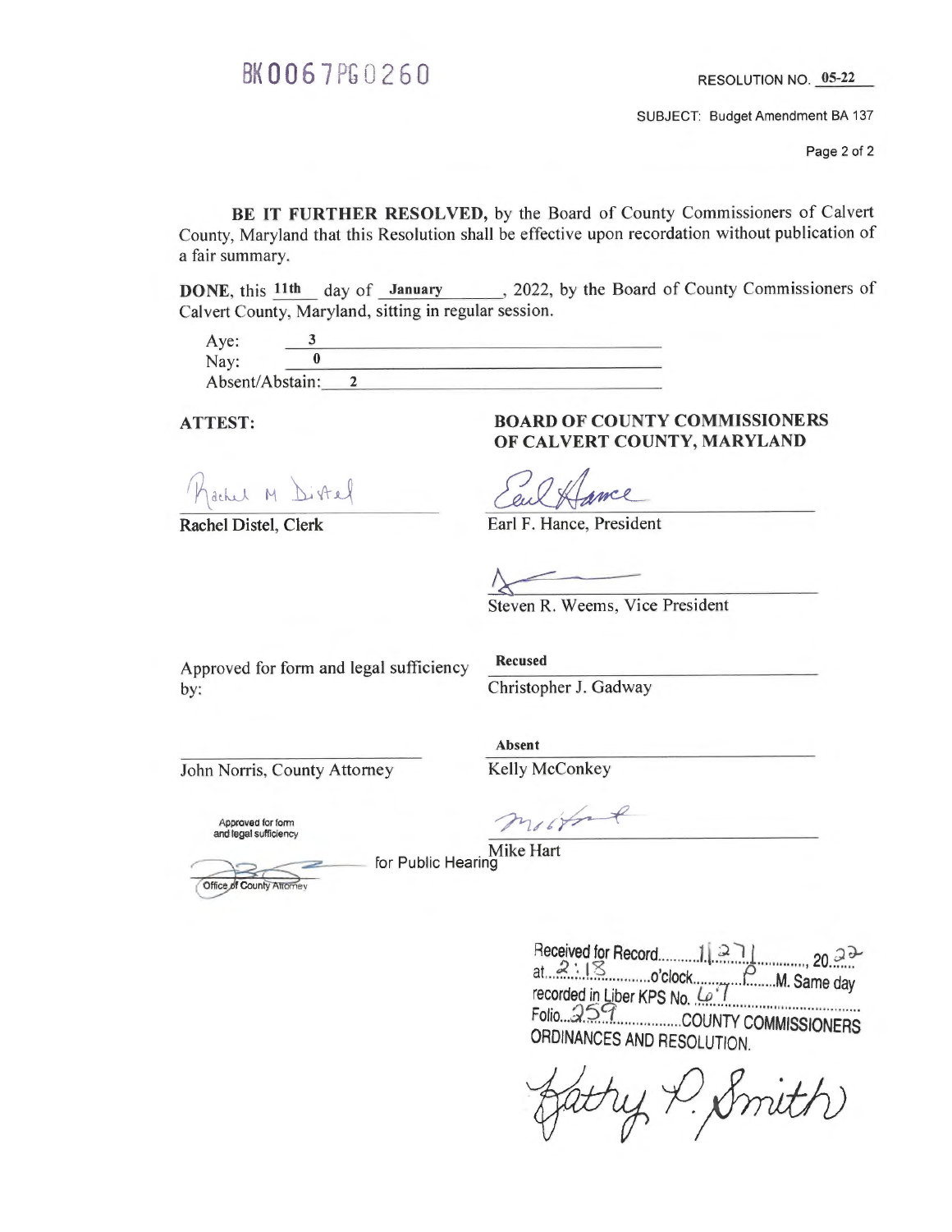BK0067PG0260

RESOLUTION NO. 05-22

SUBJECT: Budget Amendment BA 137

**BE IT FURTHER RESOLVED,** by the Board of County Commissioners of Calvert County, Maryland that this Resolution shall be effective upon recordation without publication of a fair summary.

**DONE**, this **11th** day of **January**, 2022, by the Board of County Commissioners of Calvert County, Maryland, sitting in regular session.

Aye: **3**
Nay: **0**
Absent/Abstain: **2**

**ATTEST:**

Rachel M Distel
**Rachel Distel, Clerk**

**BOARD OF COUNTY COMMISSIONERS OF CALVERT COUNTY, MARYLAND**

Earl Hance
Earl F. Hance, President

Steven R. Weems, Vice President

Approved for form and legal sufficiency by:

**Recused**
Christopher J. Gadway

John Norris, County Attorney

**Absent**
Kelly McConkey

Approved for form and legal sufficiency for Public Hearing
Office of County Attorney

Mike Hart

Received for Record 1/27, 2022
at 2:18 o'clock P.M. Same day
recorded in Liber KPS No. 67
Folio 259 COUNTY COMMISSIONERS ORDINANCES AND RESOLUTION.

Kathy P. Smith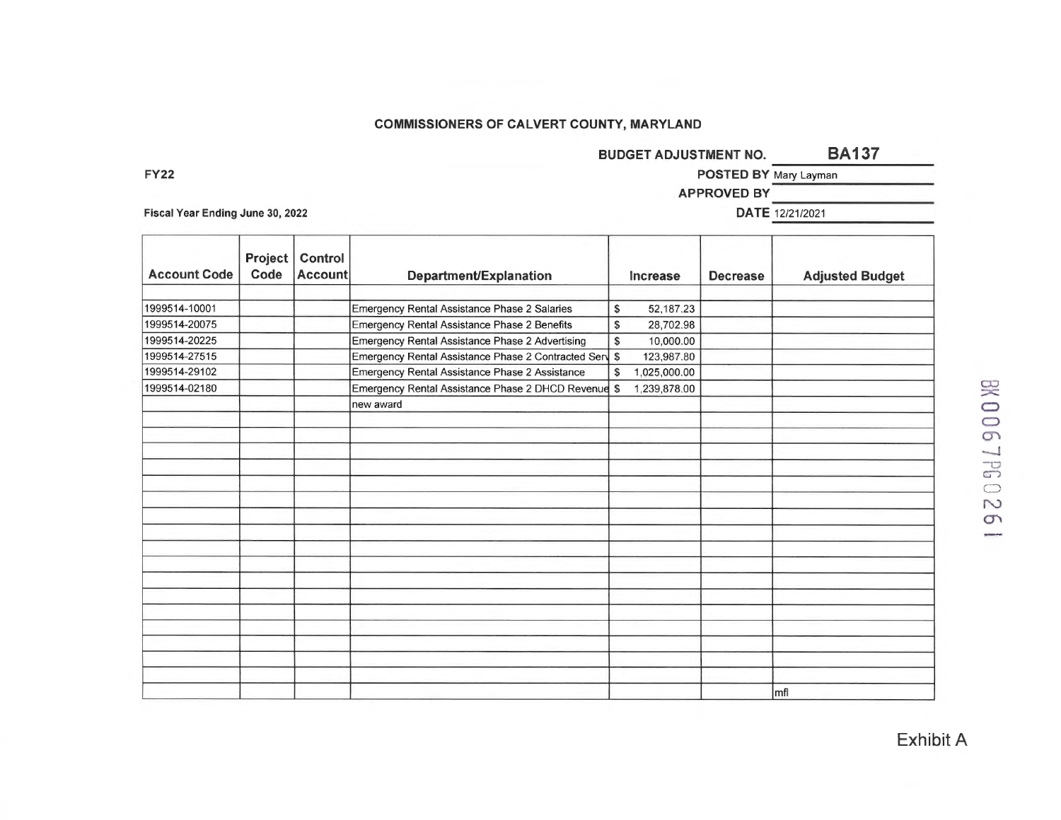**COMMISSIONERS OF CALVERT COUNTY, MARYLAND**

BUDGET ADJUSTMENT NO. **BA137**

FY22

POSTED BY Mary Layman

APPROVED BY

Fiscal Year Ending June 30, 2022

DATE 12/21/2021

| Account Code | Project Code | Control Account | Department/Explanation | Increase | Decrease | Adjusted Budget |
|---|---|---|---|---|---|---|
| | | | | | | |
| 1999514-10001 | | | Emergency Rental Assistance Phase 2 Salaries | $ 52,187.23 | | |
| 1999514-20075 | | | Emergency Rental Assistance Phase 2 Benefits | $ 28,702.98 | | |
| 1999514-20225 | | | Emergency Rental Assistance Phase 2 Advertising | $ 10,000.00 | | |
| 1999514-27515 | | | Emergency Rental Assistance Phase 2 Contracted Serv | $ 123,987.80 | | |
| 1999514-29102 | | | Emergency Rental Assistance Phase 2 Assistance | $ 1,025,000.00 | | |
| 1999514-02180 | | | Emergency Rental Assistance Phase 2 DHCD Revenue | $ 1,239,878.00 | | |
| | | | new award | | | |
| | | | | | | mfl |

BK 0067 PG 0261

Exhibit A